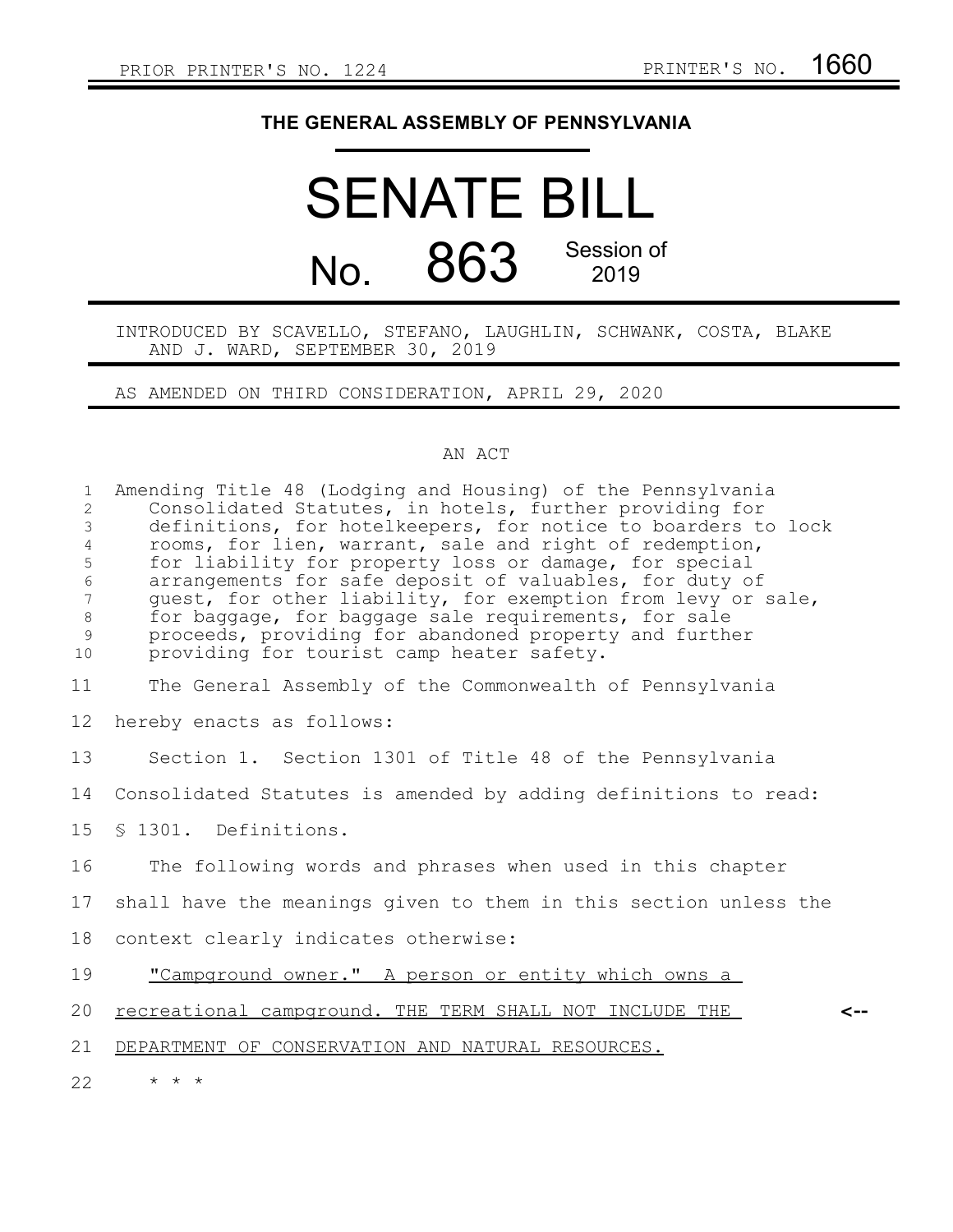PRIOR PRINTER'S NO. 1224 PRINTER'S NO. 1660

**THE GENERAL ASSEMBLY OF PENNSYLVANIA**

# SENATE BILL

## No. 863 Session of 2019

INTRODUCED BY SCAVELLO, STEFANO, LAUGHLIN, SCHWANK, COSTA, BLAKE AND J. WARD, SEPTEMBER 30, 2019

AS AMENDED ON THIRD CONSIDERATION, APRIL 29, 2020

AN ACT

Amending Title 48 (Lodging and Housing) of the Pennsylvania Consolidated Statutes, in hotels, further providing for definitions, for hotelkeepers, for notice to boarders to lock rooms, for lien, warrant, sale and right of redemption, for liability for property loss or damage, for special arrangements for safe deposit of valuables, for duty of guest, for other liability, for exemption from levy or sale, for baggage, for baggage sale requirements, for sale proceeds, providing for abandoned property and further providing for tourist camp heater safety.

The General Assembly of the Commonwealth of Pennsylvania hereby enacts as follows:

Section 1. Section 1301 of Title 48 of the Pennsylvania Consolidated Statutes is amended by adding definitions to read:

§ 1301. Definitions.

The following words and phrases when used in this chapter shall have the meanings given to them in this section unless the context clearly indicates otherwise:

"Campground owner." A person or entity which owns a recreational campground. THE TERM SHALL NOT INCLUDE THE DEPARTMENT OF CONSERVATION AND NATURAL RESOURCES. <--

\* \* \*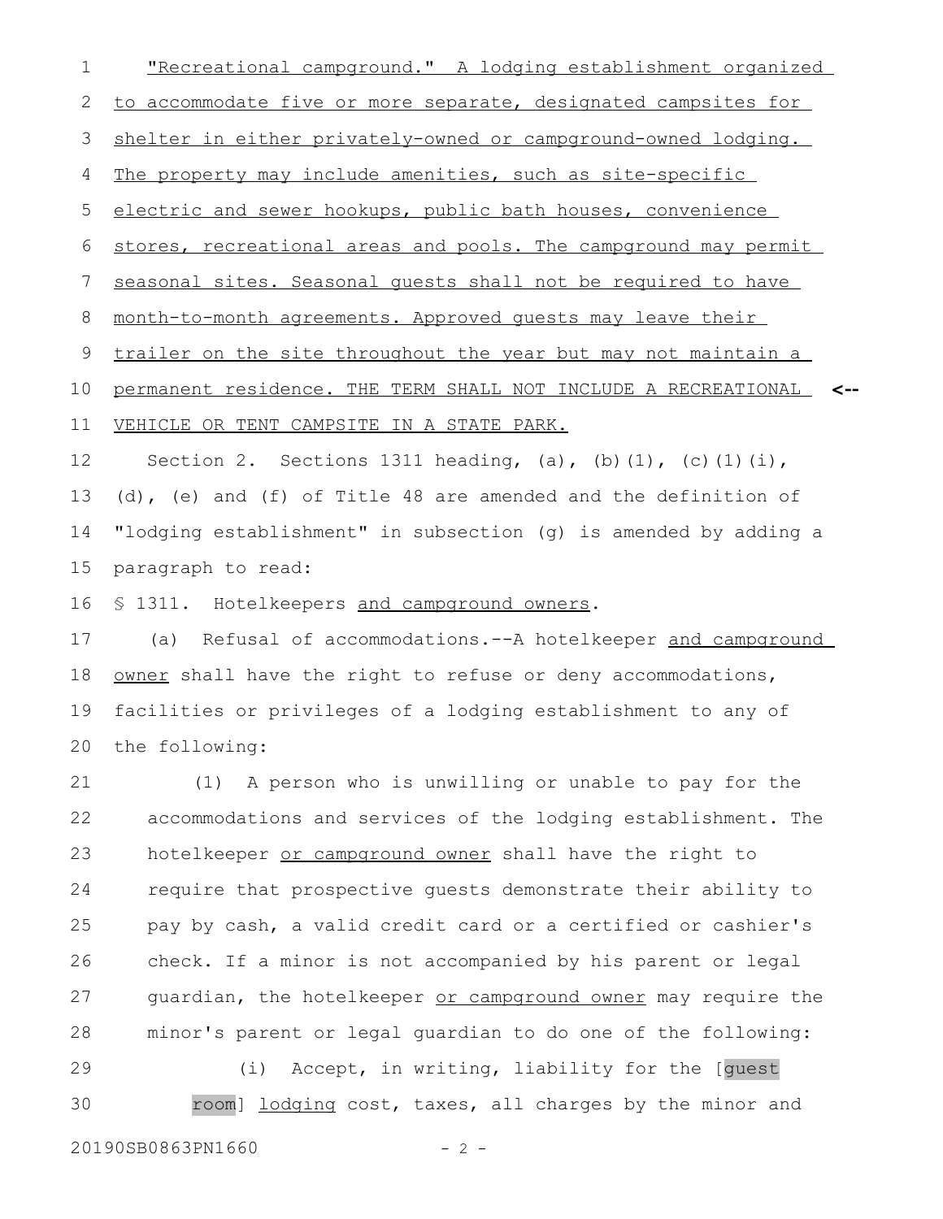"Recreational campground." A lodging establishment organized to accommodate five or more separate, designated campsites for shelter in either privately-owned or campground-owned lodging. The property may include amenities, such as site-specific electric and sewer hookups, public bath houses, convenience stores, recreational areas and pools. The campground may permit seasonal sites. Seasonal guests shall not be required to have month-to-month agreements. Approved guests may leave their trailer on the site throughout the year but may not maintain a permanent residence. THE TERM SHALL NOT INCLUDE A RECREATIONAL VEHICLE OR TENT CAMPSITE IN A STATE PARK.

Section 2. Sections 1311 heading, (a), (b)(1), (c)(1)(i), (d), (e) and (f) of Title 48 are amended and the definition of "lodging establishment" in subsection (g) is amended by adding a paragraph to read:

§ 1311. Hotelkeepers and campground owners.

(a) Refusal of accommodations.--A hotelkeeper and campground owner shall have the right to refuse or deny accommodations, facilities or privileges of a lodging establishment to any of the following:

(1) A person who is unwilling or unable to pay for the accommodations and services of the lodging establishment. The hotelkeeper or campground owner shall have the right to require that prospective guests demonstrate their ability to pay by cash, a valid credit card or a certified or cashier's check. If a minor is not accompanied by his parent or legal guardian, the hotelkeeper or campground owner may require the minor's parent or legal guardian to do one of the following:

(i) Accept, in writing, liability for the [guest room] lodging cost, taxes, all charges by the minor and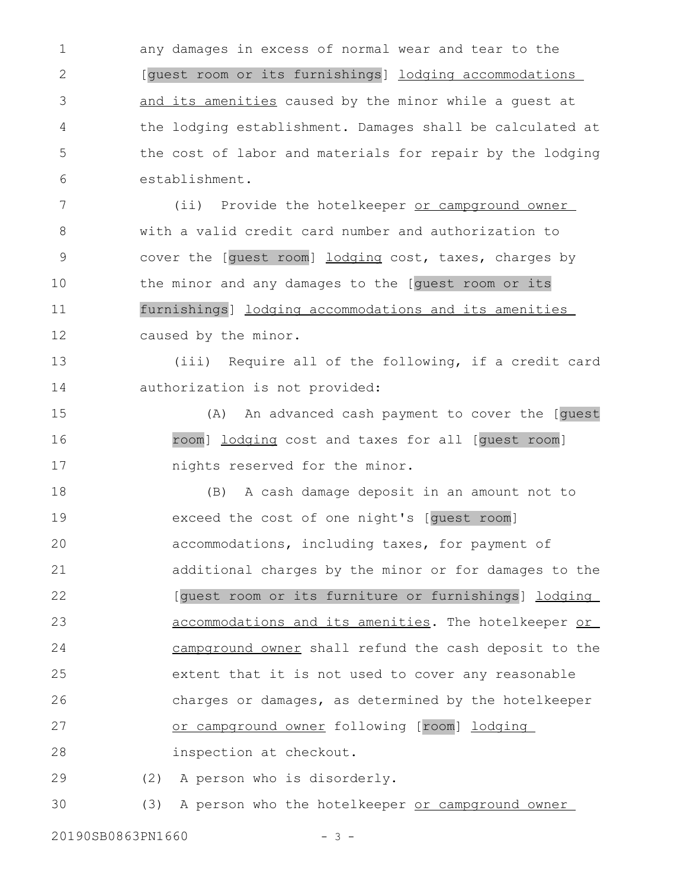any damages in excess of normal wear and tear to the [guest room or its furnishings] <u>lodging accommodations and its amenities</u> caused by the minor while a guest at the lodging establishment. Damages shall be calculated at the cost of labor and materials for repair by the lodging establishment.

(ii) Provide the hotelkeeper <u>or campground owner</u> with a valid credit card number and authorization to cover the [guest room] <u>lodging</u> cost, taxes, charges by the minor and any damages to the [guest room or its furnishings] <u>lodging accommodations and its amenities</u> caused by the minor.

(iii) Require all of the following, if a credit card authorization is not provided:

(A) An advanced cash payment to cover the [guest room] <u>lodging</u> cost and taxes for all [guest room] nights reserved for the minor.

(B) A cash damage deposit in an amount not to exceed the cost of one night's [guest room] accommodations, including taxes, for payment of additional charges by the minor or for damages to the [guest room or its furniture or furnishings] <u>lodging accommodations and its amenities</u>. The hotelkeeper <u>or campground owner</u> shall refund the cash deposit to the extent that it is not used to cover any reasonable charges or damages, as determined by the hotelkeeper <u>or campground owner</u> following [room] <u>lodging</u> inspection at checkout.

(2) A person who is disorderly.

(3) A person who the hotelkeeper <u>or campground owner</u>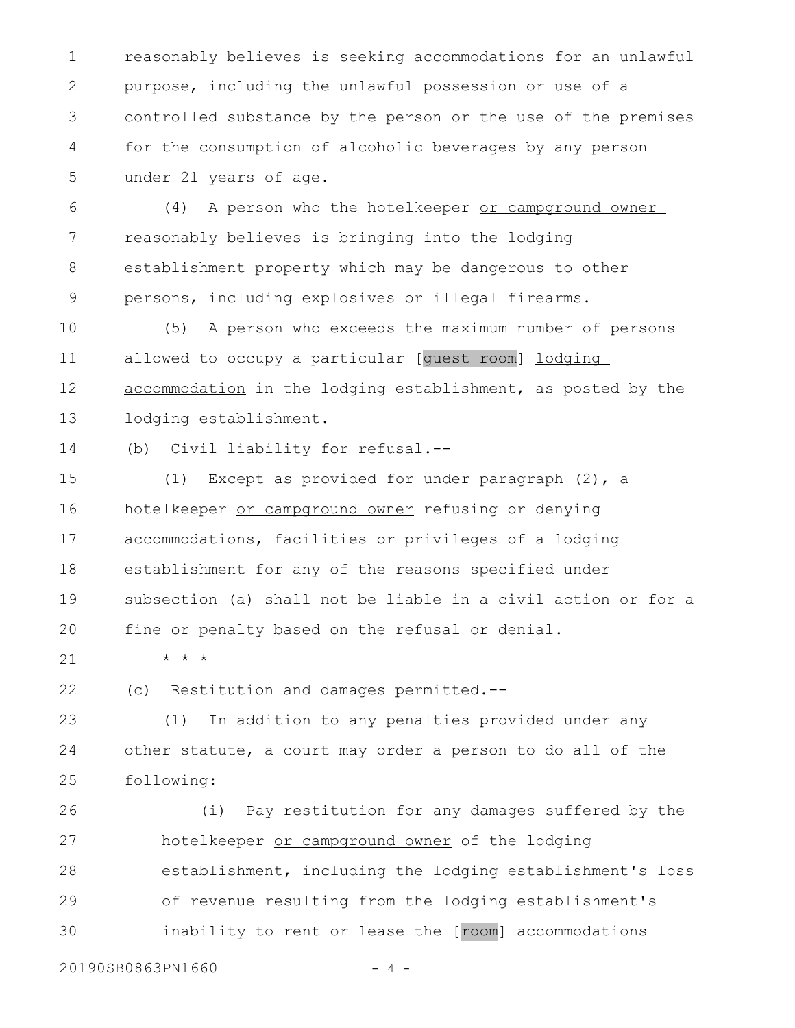reasonably believes is seeking accommodations for an unlawful purpose, including the unlawful possession or use of a controlled substance by the person or the use of the premises for the consumption of alcoholic beverages by any person under 21 years of age.

(4) A person who the hotelkeeper or campground owner reasonably believes is bringing into the lodging establishment property which may be dangerous to other persons, including explosives or illegal firearms.

(5) A person who exceeds the maximum number of persons allowed to occupy a particular [guest room] lodging accommodation in the lodging establishment, as posted by the lodging establishment.

(b) Civil liability for refusal.--

(1) Except as provided for under paragraph (2), a hotelkeeper or campground owner refusing or denying accommodations, facilities or privileges of a lodging establishment for any of the reasons specified under subsection (a) shall not be liable in a civil action or for a fine or penalty based on the refusal or denial.

* * *

(c) Restitution and damages permitted.--

(1) In addition to any penalties provided under any other statute, a court may order a person to do all of the following:

(i) Pay restitution for any damages suffered by the hotelkeeper or campground owner of the lodging establishment, including the lodging establishment's loss of revenue resulting from the lodging establishment's inability to rent or lease the [room] accommodations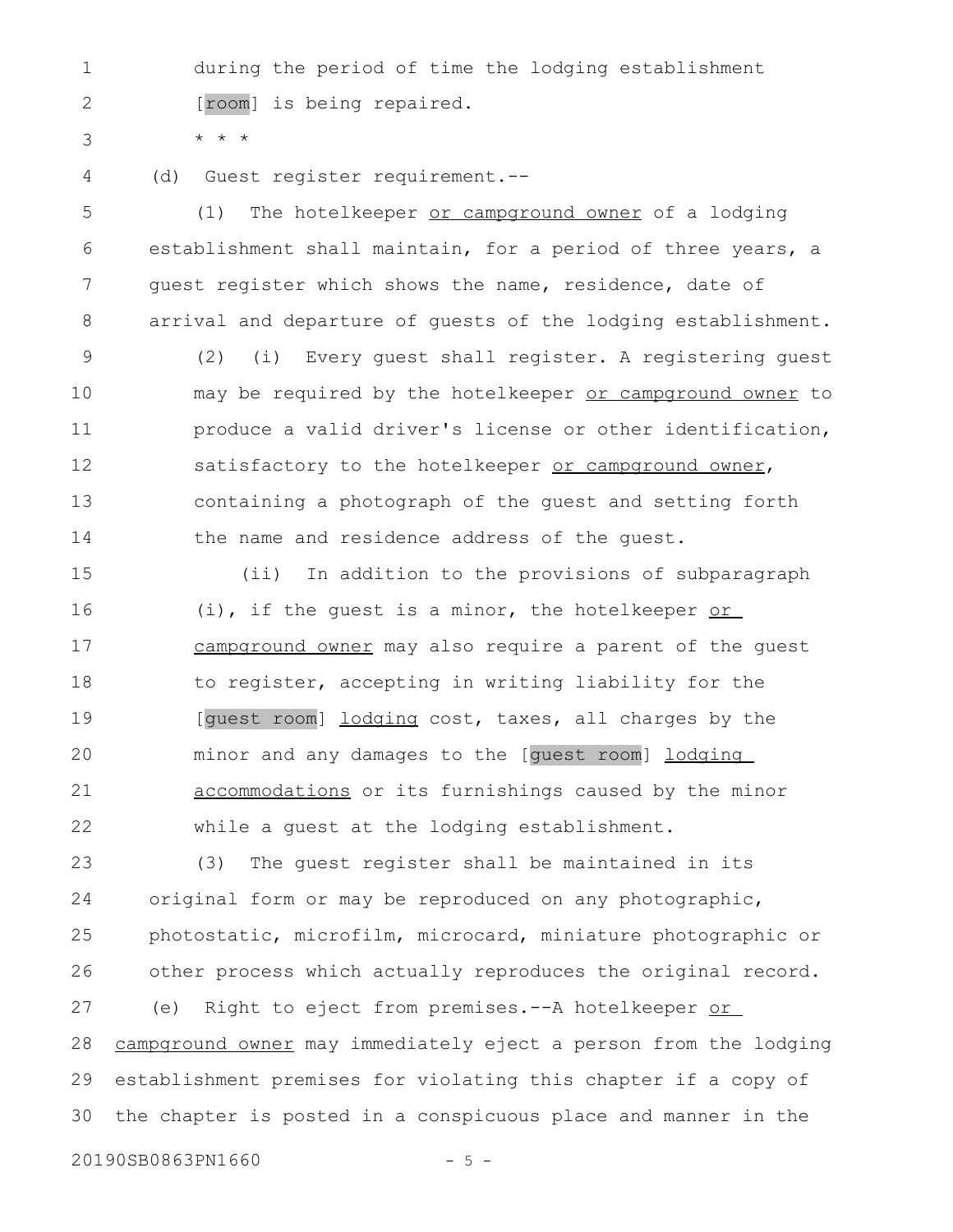during the period of time the lodging establishment [room] is being repaired.

\* \* \*

(d) Guest register requirement.--

(1) The hotelkeeper <u>or campground owner</u> of a lodging establishment shall maintain, for a period of three years, a guest register which shows the name, residence, date of arrival and departure of guests of the lodging establishment.

(2) (i) Every guest shall register. A registering guest may be required by the hotelkeeper <u>or campground owner</u> to produce a valid driver's license or other identification, satisfactory to the hotelkeeper <u>or campground owner</u>, containing a photograph of the guest and setting forth the name and residence address of the guest.

(ii) In addition to the provisions of subparagraph (i), if the guest is a minor, the hotelkeeper <u>or campground owner</u> may also require a parent of the guest to register, accepting in writing liability for the [guest room] <u>lodging</u> cost, taxes, all charges by the minor and any damages to the [guest room] <u>lodging accommodations</u> or its furnishings caused by the minor while a guest at the lodging establishment.

(3) The guest register shall be maintained in its original form or may be reproduced on any photographic, photostatic, microfilm, microcard, miniature photographic or other process which actually reproduces the original record.

(e) Right to eject from premises.--A hotelkeeper <u>or campground owner</u> may immediately eject a person from the lodging establishment premises for violating this chapter if a copy of the chapter is posted in a conspicuous place and manner in the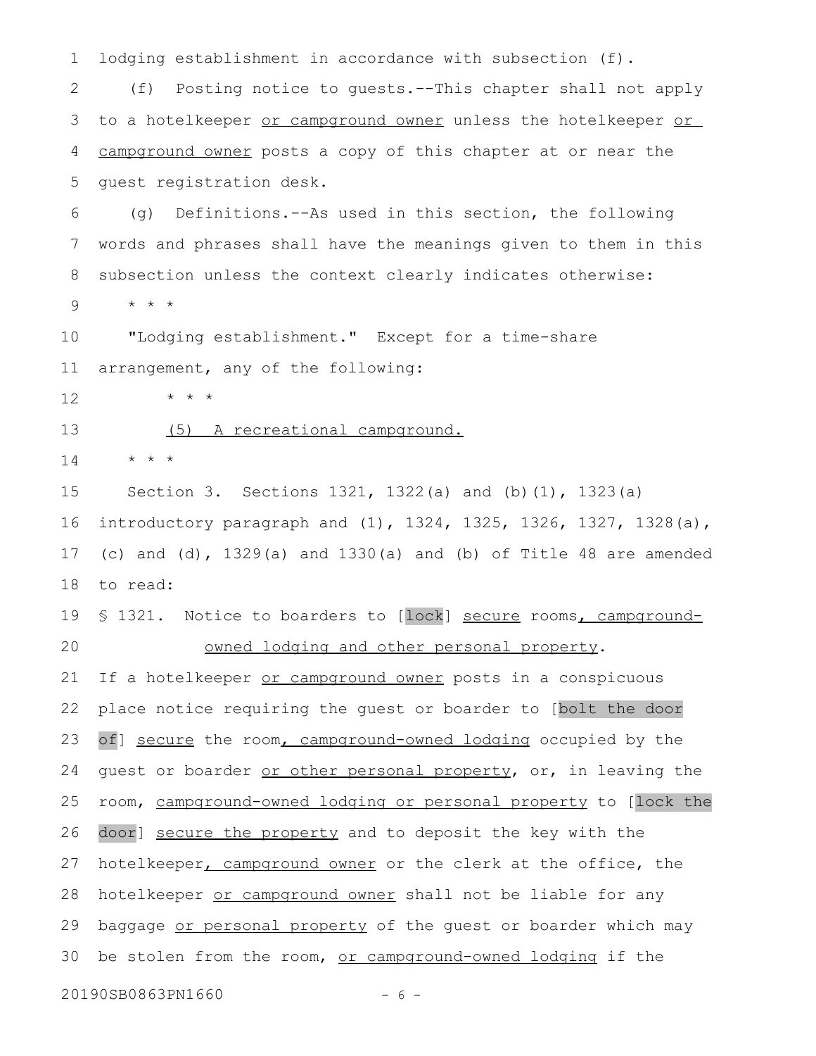lodging establishment in accordance with subsection (f).

(f) Posting notice to guests.--This chapter shall not apply to a hotelkeeper or campground owner unless the hotelkeeper or campground owner posts a copy of this chapter at or near the guest registration desk.

(g) Definitions.--As used in this section, the following words and phrases shall have the meanings given to them in this subsection unless the context clearly indicates otherwise:

\* \* \*

"Lodging establishment." Except for a time-share arrangement, any of the following:

\* \* \*

(5) A recreational campground.

\* \* \*

Section 3. Sections 1321, 1322(a) and (b)(1), 1323(a) introductory paragraph and (1), 1324, 1325, 1326, 1327, 1328(a), (c) and (d), 1329(a) and 1330(a) and (b) of Title 48 are amended to read:

§ 1321. Notice to boarders to [lock] secure rooms, campground-owned lodging and other personal property.

If a hotelkeeper or campground owner posts in a conspicuous place notice requiring the guest or boarder to [bolt the door of] secure the room, campground-owned lodging occupied by the guest or boarder or other personal property, or, in leaving the room, campground-owned lodging or personal property to [lock the door] secure the property and to deposit the key with the hotelkeeper, campground owner or the clerk at the office, the hotelkeeper or campground owner shall not be liable for any baggage or personal property of the guest or boarder which may be stolen from the room, or campground-owned lodging if the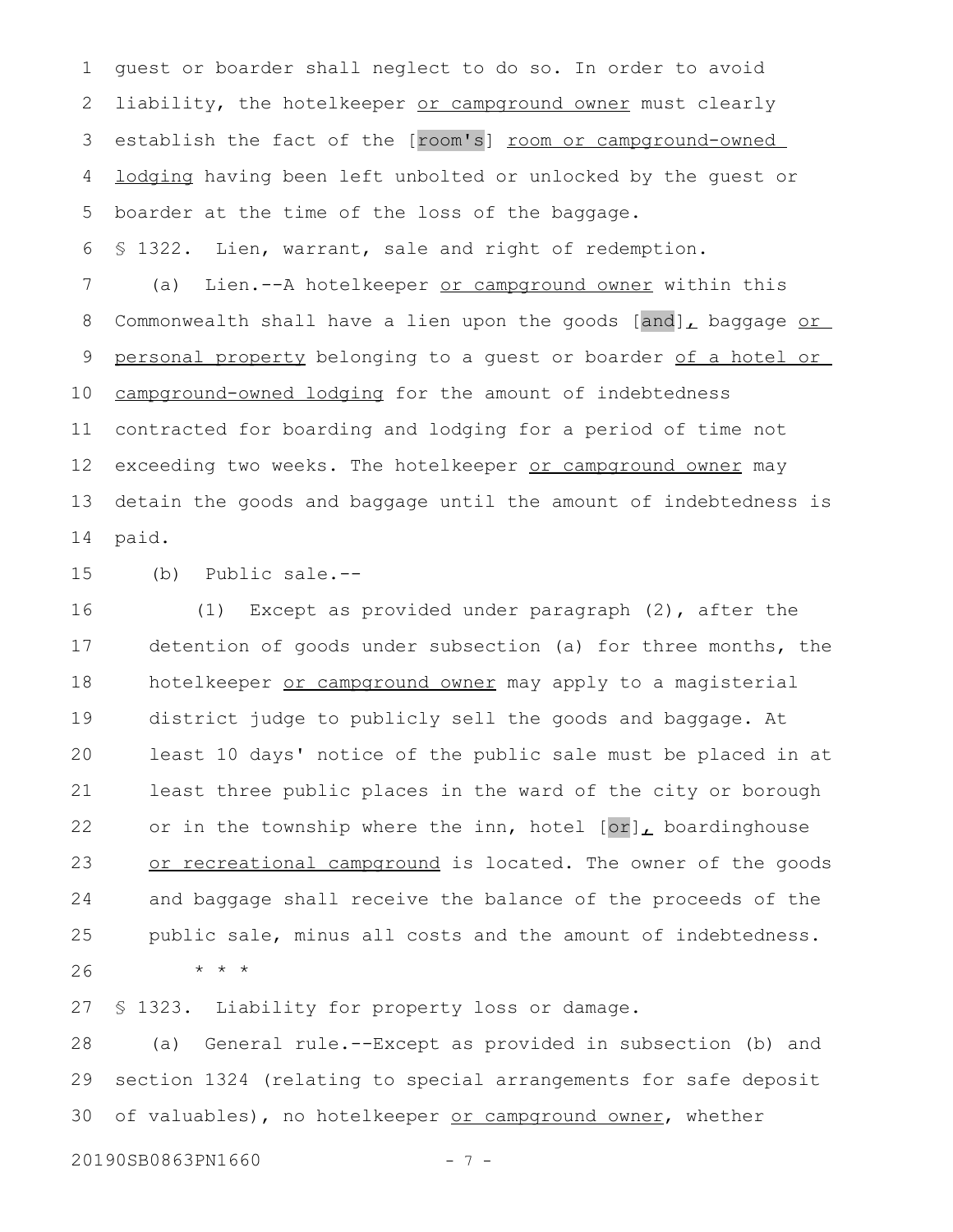guest or boarder shall neglect to do so. In order to avoid liability, the hotelkeeper <u>or campground owner</u> must clearly establish the fact of the [room's] <u>room or campground-owned lodging</u> having been left unbolted or unlocked by the guest or boarder at the time of the loss of the baggage.

§ 1322. Lien, warrant, sale and right of redemption.

(a) Lien.--A hotelkeeper <u>or campground owner</u> within this Commonwealth shall have a lien upon the goods [and]<u>,</u> baggage <u>or personal property</u> belonging to a guest or boarder <u>of a hotel or campground-owned lodging</u> for the amount of indebtedness contracted for boarding and lodging for a period of time not exceeding two weeks. The hotelkeeper <u>or campground owner</u> may detain the goods and baggage until the amount of indebtedness is paid.

(b) Public sale.--

(1) Except as provided under paragraph (2), after the detention of goods under subsection (a) for three months, the hotelkeeper <u>or campground owner</u> may apply to a magisterial district judge to publicly sell the goods and baggage. At least 10 days' notice of the public sale must be placed in at least three public places in the ward of the city or borough or in the township where the inn, hotel [or]<u>,</u> boardinghouse <u>or recreational campground</u> is located. The owner of the goods and baggage shall receive the balance of the proceeds of the public sale, minus all costs and the amount of indebtedness.

* * *

§ 1323. Liability for property loss or damage.

(a) General rule.--Except as provided in subsection (b) and section 1324 (relating to special arrangements for safe deposit of valuables), no hotelkeeper <u>or campground owner</u>, whether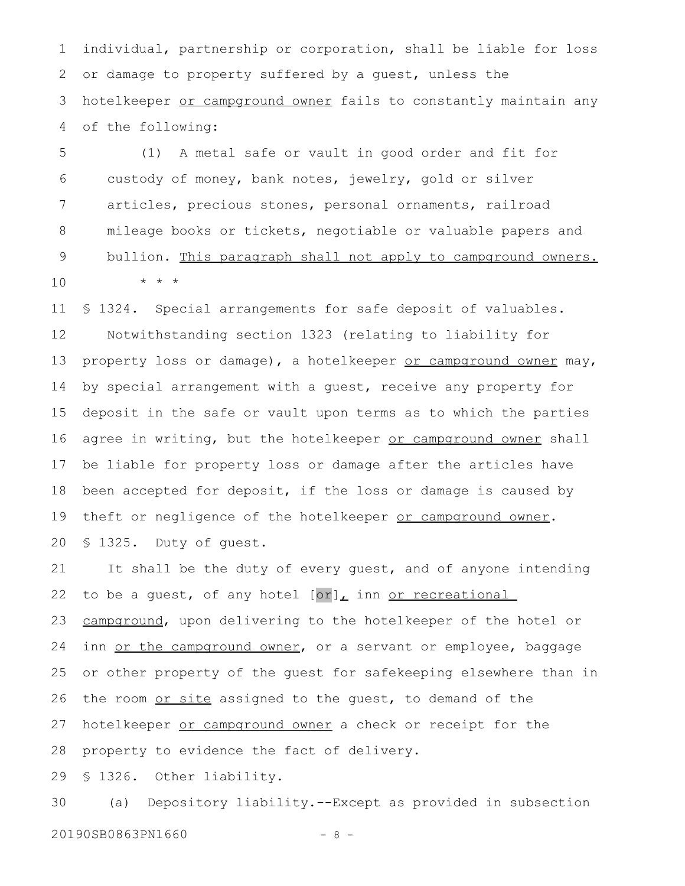individual, partnership or corporation, shall be liable for loss or damage to property suffered by a guest, unless the hotelkeeper or campground owner fails to constantly maintain any of the following:

(1) A metal safe or vault in good order and fit for custody of money, bank notes, jewelry, gold or silver articles, precious stones, personal ornaments, railroad mileage books or tickets, negotiable or valuable papers and bullion. This paragraph shall not apply to campground owners.

* * *

§ 1324. Special arrangements for safe deposit of valuables.

Notwithstanding section 1323 (relating to liability for property loss or damage), a hotelkeeper or campground owner may, by special arrangement with a guest, receive any property for deposit in the safe or vault upon terms as to which the parties agree in writing, but the hotelkeeper or campground owner shall be liable for property loss or damage after the articles have been accepted for deposit, if the loss or damage is caused by theft or negligence of the hotelkeeper or campground owner.

§ 1325. Duty of guest.

It shall be the duty of every guest, and of anyone intending to be a guest, of any hotel [or], inn or recreational campground, upon delivering to the hotelkeeper of the hotel or inn or the campground owner, or a servant or employee, baggage or other property of the guest for safekeeping elsewhere than in the room or site assigned to the guest, to demand of the hotelkeeper or campground owner a check or receipt for the property to evidence the fact of delivery.

§ 1326. Other liability.

(a) Depository liability.--Except as provided in subsection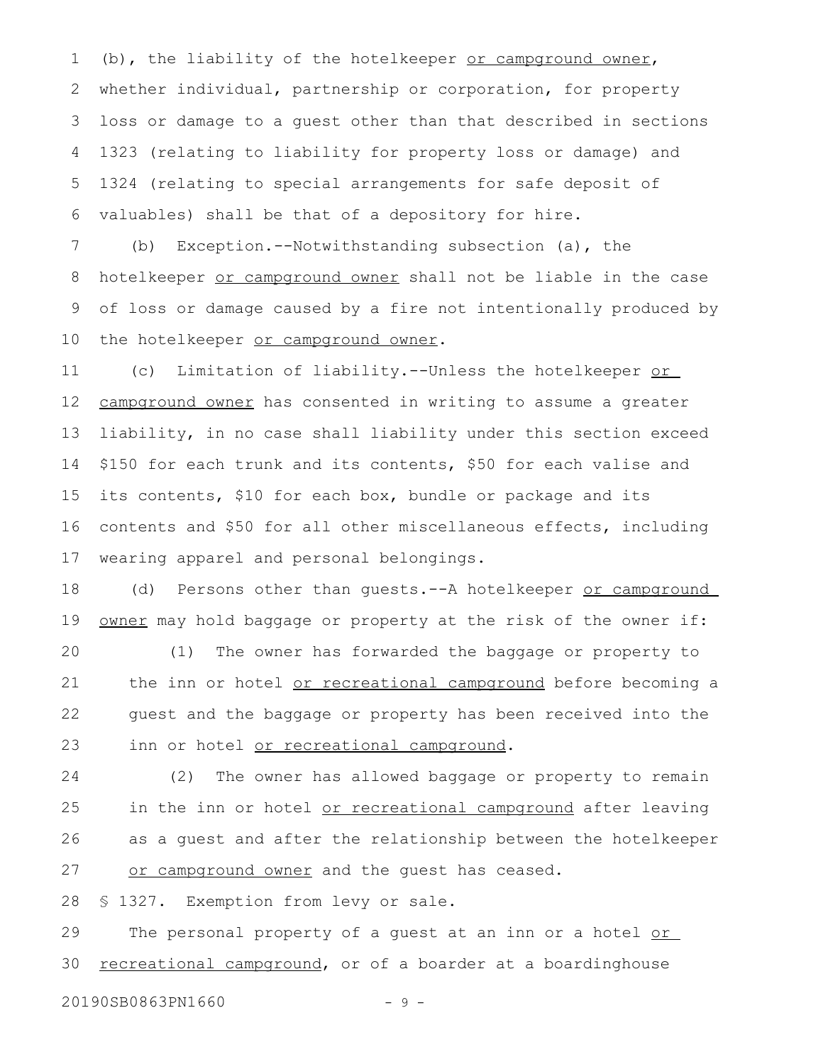(b), the liability of the hotelkeeper <u>or campground owner</u>, whether individual, partnership or corporation, for property loss or damage to a guest other than that described in sections 1323 (relating to liability for property loss or damage) and 1324 (relating to special arrangements for safe deposit of valuables) shall be that of a depository for hire.

(b) Exception.--Notwithstanding subsection (a), the hotelkeeper <u>or campground owner</u> shall not be liable in the case of loss or damage caused by a fire not intentionally produced by the hotelkeeper <u>or campground owner</u>.

(c) Limitation of liability.--Unless the hotelkeeper <u>or campground owner</u> has consented in writing to assume a greater liability, in no case shall liability under this section exceed $150 for each trunk and its contents, $50 for each valise and its contents, $10 for each box, bundle or package and its contents and $50 for all other miscellaneous effects, including wearing apparel and personal belongings.

(d) Persons other than guests.--A hotelkeeper <u>or campground owner</u> may hold baggage or property at the risk of the owner if:

(1) The owner has forwarded the baggage or property to the inn or hotel <u>or recreational campground</u> before becoming a guest and the baggage or property has been received into the inn or hotel <u>or recreational campground</u>.

(2) The owner has allowed baggage or property to remain in the inn or hotel <u>or recreational campground</u> after leaving as a guest and after the relationship between the hotelkeeper <u>or campground owner</u> and the guest has ceased.

§ 1327. Exemption from levy or sale.

The personal property of a guest at an inn or a hotel <u>or recreational campground</u>, or of a boarder at a boardinghouse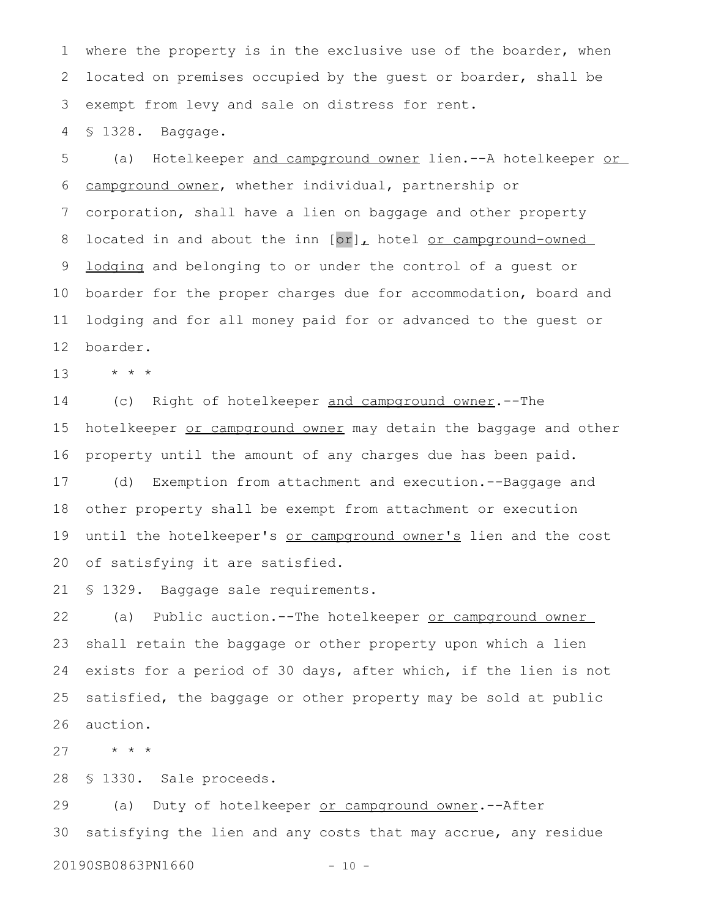where the property is in the exclusive use of the boarder, when located on premises occupied by the guest or boarder, shall be exempt from levy and sale on distress for rent.

§ 1328. Baggage.

(a) Hotelkeeper and campground owner lien.--A hotelkeeper or campground owner, whether individual, partnership or corporation, shall have a lien on baggage and other property located in and about the inn [or], hotel or campground-owned lodging and belonging to or under the control of a guest or boarder for the proper charges due for accommodation, board and lodging and for all money paid for or advanced to the guest or boarder.

\* \* \*

(c) Right of hotelkeeper and campground owner.--The hotelkeeper or campground owner may detain the baggage and other property until the amount of any charges due has been paid.

(d) Exemption from attachment and execution.--Baggage and other property shall be exempt from attachment or execution until the hotelkeeper's or campground owner's lien and the cost of satisfying it are satisfied.

§ 1329. Baggage sale requirements.

(a) Public auction.--The hotelkeeper or campground owner shall retain the baggage or other property upon which a lien exists for a period of 30 days, after which, if the lien is not satisfied, the baggage or other property may be sold at public auction.

\* \* \*

§ 1330. Sale proceeds.

(a) Duty of hotelkeeper or campground owner.--After satisfying the lien and any costs that may accrue, any residue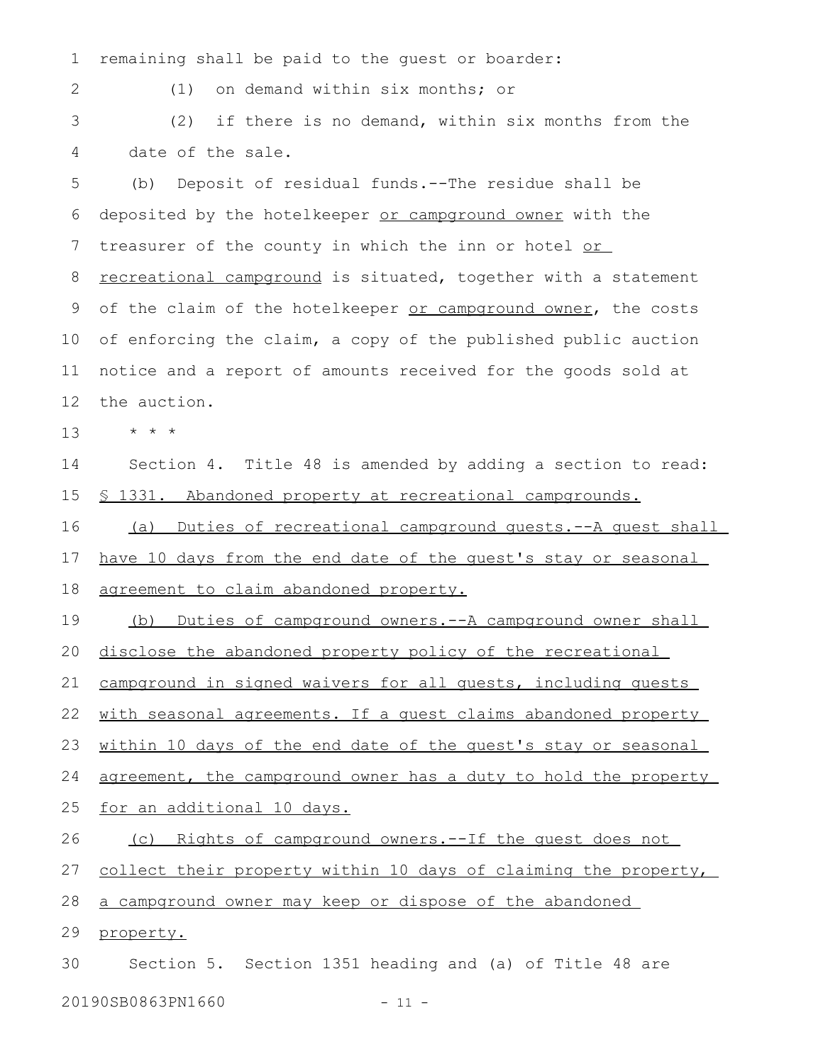remaining shall be paid to the guest or boarder:

(1) on demand within six months; or

(2) if there is no demand, within six months from the date of the sale.

(b) Deposit of residual funds.--The residue shall be deposited by the hotelkeeper or campground owner with the treasurer of the county in which the inn or hotel or recreational campground is situated, together with a statement of the claim of the hotelkeeper or campground owner, the costs of enforcing the claim, a copy of the published public auction notice and a report of amounts received for the goods sold at the auction.

\* \* \*

Section 4. Title 48 is amended by adding a section to read:

§ 1331. Abandoned property at recreational campgrounds.

(a) Duties of recreational campground guests.--A guest shall have 10 days from the end date of the guest's stay or seasonal agreement to claim abandoned property.

(b) Duties of campground owners.--A campground owner shall disclose the abandoned property policy of the recreational campground in signed waivers for all guests, including guests with seasonal agreements. If a guest claims abandoned property within 10 days of the end date of the guest's stay or seasonal agreement, the campground owner has a duty to hold the property for an additional 10 days.

(c) Rights of campground owners.--If the guest does not collect their property within 10 days of claiming the property, a campground owner may keep or dispose of the abandoned property.

Section 5. Section 1351 heading and (a) of Title 48 are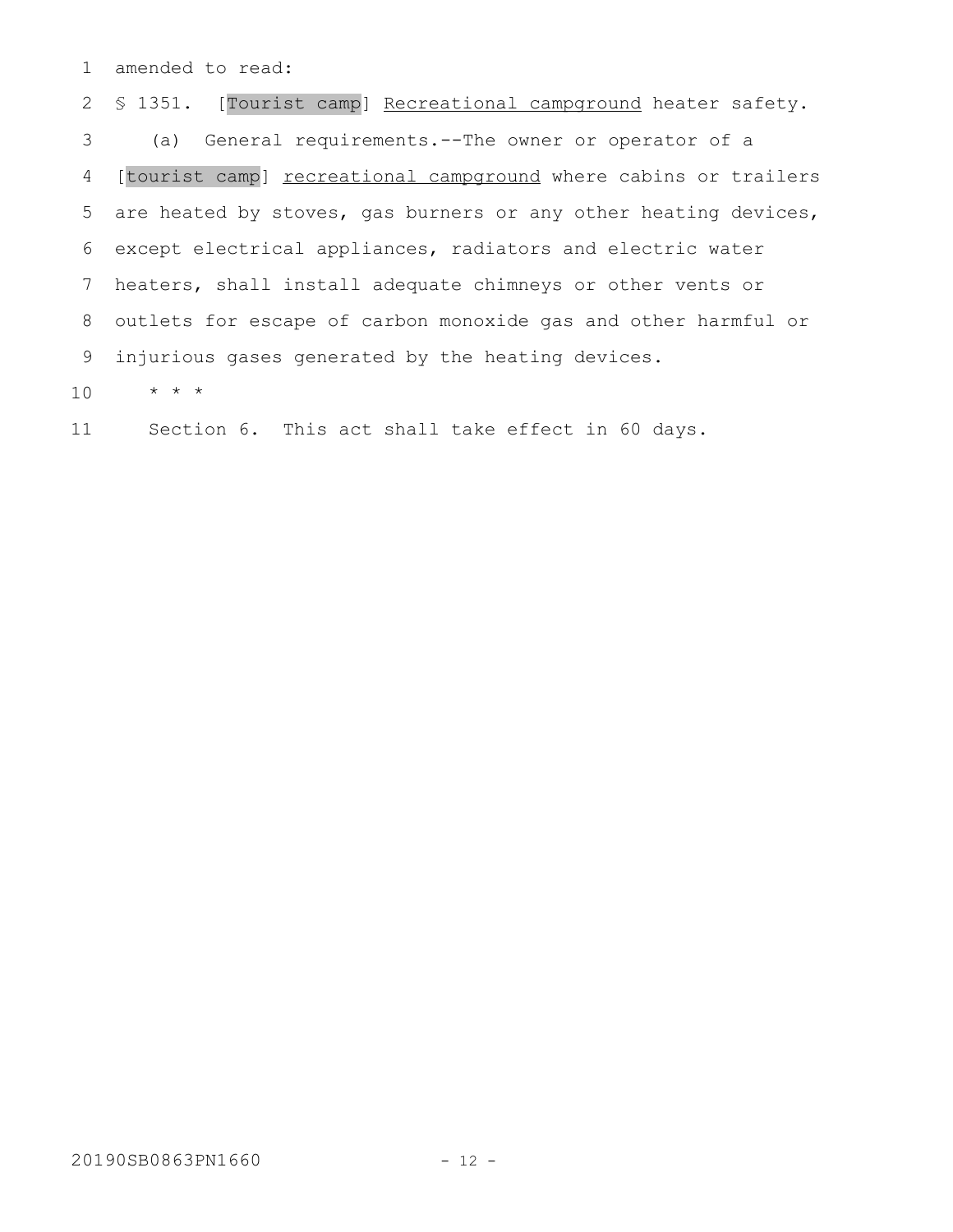amended to read:

§ 1351. [Tourist camp] Recreational campground heater safety.

(a) General requirements.--The owner or operator of a [tourist camp] recreational campground where cabins or trailers are heated by stoves, gas burners or any other heating devices, except electrical appliances, radiators and electric water heaters, shall install adequate chimneys or other vents or outlets for escape of carbon monoxide gas and other harmful or injurious gases generated by the heating devices.

\* \* \*

Section 6. This act shall take effect in 60 days.